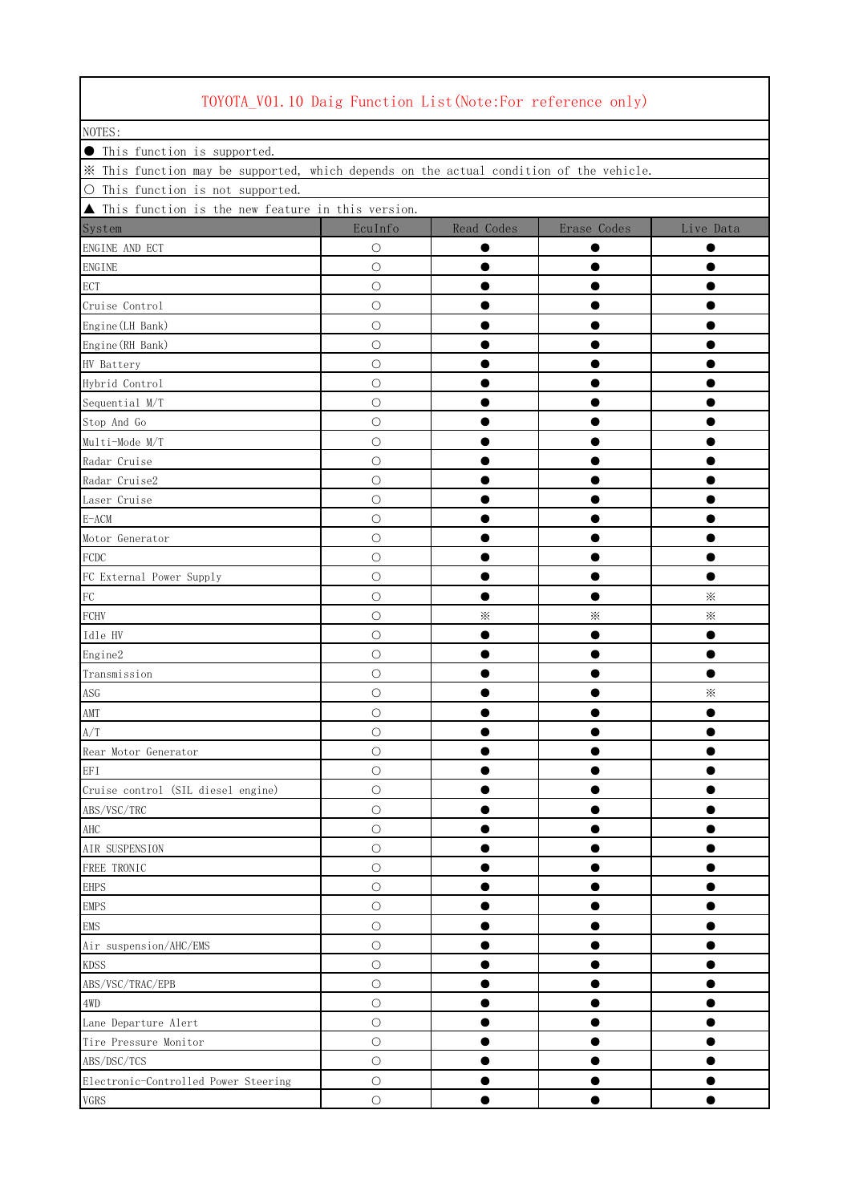# TOYOTA_V01.10 Daig Function List(Note:For reference only)

NOTES:

- ● This function is supported.
- ※ This function may be supported, which depends on the actual condition of the vehicle.
- ○ This function is not supported.
- ▲ This function is the new feature in this version.

| System | EcuInfo | Read Codes | Erase Codes | Live Data |
|---|---|---|---|---|
| ENGINE AND ECT | ○ | ● | ● | ● |
| ENGINE | ○ | ● | ● | ● |
| ECT | ○ | ● | ● | ● |
| Cruise Control | ○ | ● | ● | ● |
| Engine(LH Bank) | ○ | ● | ● | ● |
| Engine(RH Bank) | ○ | ● | ● | ● |
| HV Battery | ○ | ● | ● | ● |
| Hybrid Control | ○ | ● | ● | ● |
| Sequential M/T | ○ | ● | ● | ● |
| Stop And Go | ○ | ● | ● | ● |
| Multi-Mode M/T | ○ | ● | ● | ● |
| Radar Cruise | ○ | ● | ● | ● |
| Radar Cruise2 | ○ | ● | ● | ● |
| Laser Cruise | ○ | ● | ● | ● |
| E-ACM | ○ | ● | ● | ● |
| Motor Generator | ○ | ● | ● | ● |
| FCDC | ○ | ● | ● | ● |
| FC External Power Supply | ○ | ● | ● | ● |
| FC | ○ | ● | ● | ※ |
| FCHV | ○ | ※ | ※ | ※ |
| Idle HV | ○ | ● | ● | ● |
| Engine2 | ○ | ● | ● | ● |
| Transmission | ○ | ● | ● | ● |
| ASG | ○ | ● | ● | ※ |
| AMT | ○ | ● | ● | ● |
| A/T | ○ | ● | ● | ● |
| Rear Motor Generator | ○ | ● | ● | ● |
| EFI | ○ | ● | ● | ● |
| Cruise control (SIL diesel engine) | ○ | ● | ● | ● |
| ABS/VSC/TRC | ○ | ● | ● | ● |
| AHC | ○ | ● | ● | ● |
| AIR SUSPENSION | ○ | ● | ● | ● |
| FREE TRONIC | ○ | ● | ● | ● |
| EHPS | ○ | ● | ● | ● |
| EMPS | ○ | ● | ● | ● |
| EMS | ○ | ● | ● | ● |
| Air suspension/AHC/EMS | ○ | ● | ● | ● |
| KDSS | ○ | ● | ● | ● |
| ABS/VSC/TRAC/EPB | ○ | ● | ● | ● |
| 4WD | ○ | ● | ● | ● |
| Lane Departure Alert | ○ | ● | ● | ● |
| Tire Pressure Monitor | ○ | ● | ● | ● |
| ABS/DSC/TCS | ○ | ● | ● | ● |
| Electronic-Controlled Power Steering | ○ | ● | ● | ● |
| VGRS | ○ | ● | ● | ● |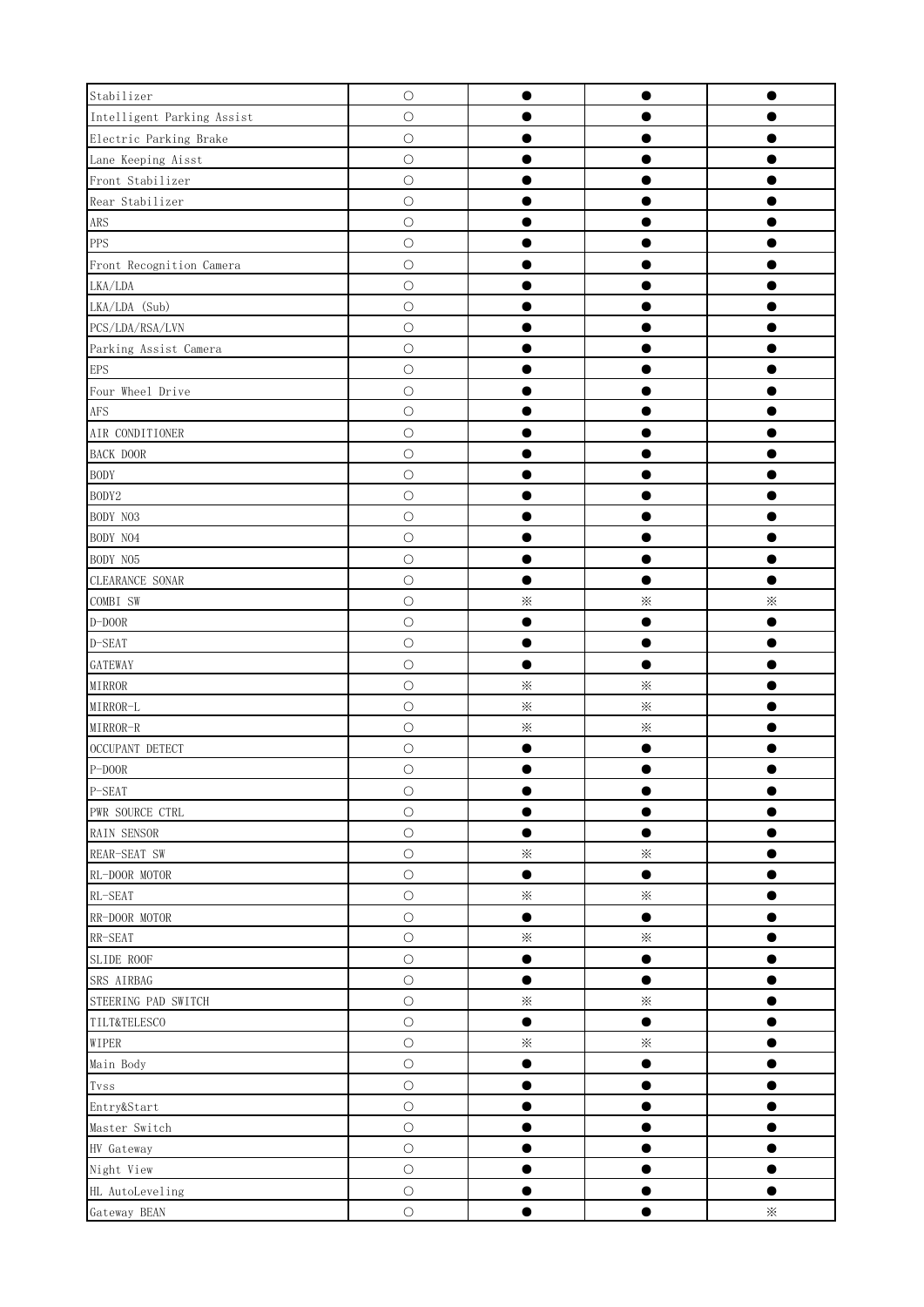| Stabilizer | ○ | ● | ● | ● |
|---|---|---|---|---|
| Intelligent Parking Assist | ○ | ● | ● | ● |
| Electric Parking Brake | ○ | ● | ● | ● |
| Lane Keeping Aisst | ○ | ● | ● | ● |
| Front Stabilizer | ○ | ● | ● | ● |
| Rear Stabilizer | ○ | ● | ● | ● |
| ARS | ○ | ● | ● | ● |
| PPS | ○ | ● | ● | ● |
| Front Recognition Camera | ○ | ● | ● | ● |
| LKA/LDA | ○ | ● | ● | ● |
| LKA/LDA (Sub) | ○ | ● | ● | ● |
| PCS/LDA/RSA/LVN | ○ | ● | ● | ● |
| Parking Assist Camera | ○ | ● | ● | ● |
| EPS | ○ | ● | ● | ● |
| Four Wheel Drive | ○ | ● | ● | ● |
| AFS | ○ | ● | ● | ● |
| AIR CONDITIONER | ○ | ● | ● | ● |
| BACK DOOR | ○ | ● | ● | ● |
| BODY | ○ | ● | ● | ● |
| BODY2 | ○ | ● | ● | ● |
| BODY NO3 | ○ | ● | ● | ● |
| BODY NO4 | ○ | ● | ● | ● |
| BODY NO5 | ○ | ● | ● | ● |
| CLEARANCE SONAR | ○ | ● | ● | ● |
| COMBI SW | ○ | ※ | ※ | ※ |
| D-DOOR | ○ | ● | ● | ● |
| D-SEAT | ○ | ● | ● | ● |
| GATEWAY | ○ | ● | ● | ● |
| MIRROR | ○ | ※ | ※ | ● |
| MIRROR-L | ○ | ※ | ※ | ● |
| MIRROR-R | ○ | ※ | ※ | ● |
| OCCUPANT DETECT | ○ | ● | ● | ● |
| P-DOOR | ○ | ● | ● | ● |
| P-SEAT | ○ | ● | ● | ● |
| PWR SOURCE CTRL | ○ | ● | ● | ● |
| RAIN SENSOR | ○ | ● | ● | ● |
| REAR-SEAT SW | ○ | ※ | ※ | ● |
| RL-DOOR MOTOR | ○ | ● | ● | ● |
| RL-SEAT | ○ | ※ | ※ | ● |
| RR-DOOR MOTOR | ○ | ● | ● | ● |
| RR-SEAT | ○ | ※ | ※ | ● |
| SLIDE ROOF | ○ | ● | ● | ● |
| SRS AIRBAG | ○ | ● | ● | ● |
| STEERING PAD SWITCH | ○ | ※ | ※ | ● |
| TILT&TELESCO | ○ | ● | ● | ● |
| WIPER | ○ | ※ | ※ | ● |
| Main Body | ○ | ● | ● | ● |
| Tvss | ○ | ● | ● | ● |
| Entry&Start | ○ | ● | ● | ● |
| Master Switch | ○ | ● | ● | ● |
| HV Gateway | ○ | ● | ● | ● |
| Night View | ○ | ● | ● | ● |
| HL AutoLeveling | ○ | ● | ● | ● |
| Gateway BEAN | ○ | ● | ● | ※ |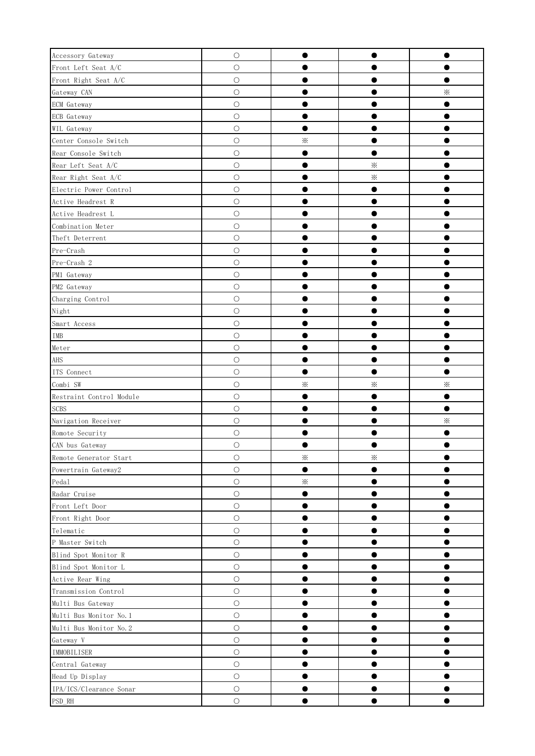| | | | | |
|---|---|---|---|---|
| Accessory Gateway | ○ | ● | ● | ● |
| Front Left Seat A/C | ○ | ● | ● | ● |
| Front Right Seat A/C | ○ | ● | ● | ● |
| Gateway CAN | ○ | ● | ● | ※ |
| ECM Gateway | ○ | ● | ● | ● |
| ECB Gateway | ○ | ● | ● | ● |
| WIL Gateway | ○ | ● | ● | ● |
| Center Console Switch | ○ | ※ | ● | ● |
| Rear Console Switch | ○ | ● | ● | ● |
| Rear Left Seat A/C | ○ | ● | ※ | ● |
| Rear Right Seat A/C | ○ | ● | ※ | ● |
| Electric Power Control | ○ | ● | ● | ● |
| Active Headrest R | ○ | ● | ● | ● |
| Active Headrest L | ○ | ● | ● | ● |
| Combination Meter | ○ | ● | ● | ● |
| Theft Deterrent | ○ | ● | ● | ● |
| Pre-Crash | ○ | ● | ● | ● |
| Pre-Crash 2 | ○ | ● | ● | ● |
| PM1 Gateway | ○ | ● | ● | ● |
| PM2 Gateway | ○ | ● | ● | ● |
| Charging Control | ○ | ● | ● | ● |
| Night | ○ | ● | ● | ● |
| Smart Access | ○ | ● | ● | ● |
| IMB | ○ | ● | ● | ● |
| Meter | ○ | ● | ● | ● |
| AHS | ○ | ● | ● | ● |
| ITS Connect | ○ | ● | ● | ● |
| Combi SW | ○ | ※ | ※ | ※ |
| Restraint Control Module | ○ | ● | ● | ● |
| SCBS | ○ | ● | ● | ● |
| Navigation Receiver | ○ | ● | ● | ※ |
| Romote Security | ○ | ● | ● | ● |
| CAN bus Gateway | ○ | ● | ● | ● |
| Remote Generator Start | ○ | ※ | ※ | ● |
| Powertrain Gateway2 | ○ | ● | ● | ● |
| Pedal | ○ | ※ | ● | ● |
| Radar Cruise | ○ | ● | ● | ● |
| Front Left Door | ○ | ● | ● | ● |
| Front Right Door | ○ | ● | ● | ● |
| Telematic | ○ | ● | ● | ● |
| P Master Switch | ○ | ● | ● | ● |
| Blind Spot Monitor R | ○ | ● | ● | ● |
| Blind Spot Monitor L | ○ | ● | ● | ● |
| Active Rear Wing | ○ | ● | ● | ● |
| Transmission Control | ○ | ● | ● | ● |
| Multi Bus Gateway | ○ | ● | ● | ● |
| Multi Bus Monitor No.1 | ○ | ● | ● | ● |
| Multi Bus Monitor No.2 | ○ | ● | ● | ● |
| Gateway V | ○ | ● | ● | ● |
| IMMOBILISER | ○ | ● | ● | ● |
| Central Gateway | ○ | ● | ● | ● |
| Head Up Display | ○ | ● | ● | ● |
| IPA/ICS/Clearance Sonar | ○ | ● | ● | ● |
| PSD_RH | ○ | ● | ● | ● |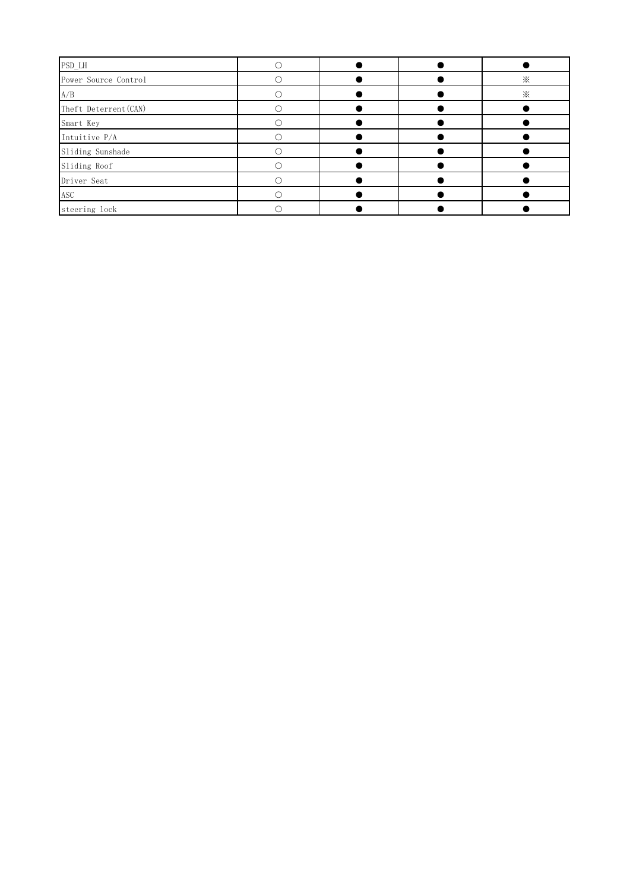| | | | | |
|---|---|---|---|---|
| PSD_LH | ○ | ● | ● | ● |
| Power Source Control | ○ | ● | ● | ※ |
| A/B | ○ | ● | ● | ※ |
| Theft Deterrent(CAN) | ○ | ● | ● | ● |
| Smart Key | ○ | ● | ● | ● |
| Intuitive P/A | ○ | ● | ● | ● |
| Sliding Sunshade | ○ | ● | ● | ● |
| Sliding Roof | ○ | ● | ● | ● |
| Driver Seat | ○ | ● | ● | ● |
| ASC | ○ | ● | ● | ● |
| steering lock | ○ | ● | ● | ● |